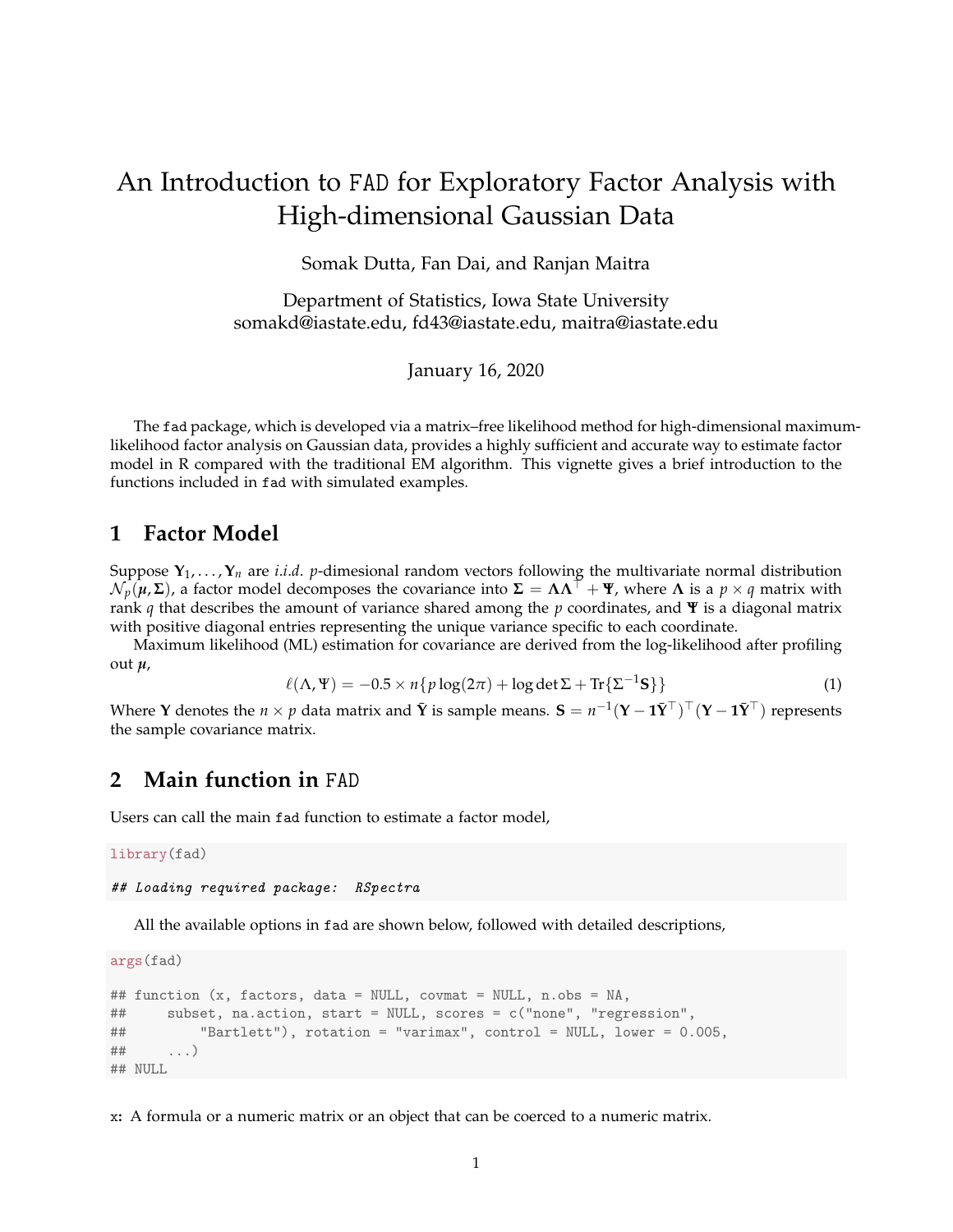# An Introduction to FAD for Exploratory Factor Analysis with High-dimensional Gaussian Data

Somak Dutta, Fan Dai, and Ranjan Maitra

Department of Statistics, Iowa State University
somakd@iastate.edu, fd43@iastate.edu, maitra@iastate.edu

January 16, 2020

The fad package, which is developed via a matrix–free likelihood method for high-dimensional maximum-likelihood factor analysis on Gaussian data, provides a highly sufficient and accurate way to estimate factor model in R compared with the traditional EM algorithm. This vignette gives a brief introduction to the functions included in fad with simulated examples.

## 1 Factor Model

Suppose $\mathbf{Y}_1, \ldots, \mathbf{Y}_n$ are *i.i.d.* $p$-dimesional random vectors following the multivariate normal distribution $\mathcal{N}_p(\boldsymbol{\mu}, \boldsymbol{\Sigma})$, a factor model decomposes the covariance into $\boldsymbol{\Sigma} = \boldsymbol{\Lambda}\boldsymbol{\Lambda}^\top + \boldsymbol{\Psi}$, where $\boldsymbol{\Lambda}$ is a $p \times q$ matrix with rank $q$ that describes the amount of variance shared among the $p$ coordinates, and $\boldsymbol{\Psi}$ is a diagonal matrix with positive diagonal entries representing the unique variance specific to each coordinate.

Maximum likelihood (ML) estimation for covariance are derived from the log-likelihood after profiling out $\boldsymbol{\mu}$,

$$\ell(\Lambda, \Psi) = -0.5 \times n\{p \log(2\pi) + \log \det \Sigma + \mathrm{Tr}\{\Sigma^{-1}\mathbf{S}\}\} \tag{1}$$

Where $\mathbf{Y}$ denotes the $n \times p$ data matrix and $\bar{\mathbf{Y}}$ is sample means. $\mathbf{S} = n^{-1}(\mathbf{Y} - \mathbf{1}\bar{\mathbf{Y}}^\top)^\top(\mathbf{Y} - \mathbf{1}\bar{\mathbf{Y}}^\top)$ represents the sample covariance matrix.

## 2 Main function in FAD

Users can call the main fad function to estimate a factor model,

```
library(fad)

## Loading required package:  RSpectra
```

All the available options in fad are shown below, followed with detailed descriptions,

```
args(fad)

## function (x, factors, data = NULL, covmat = NULL, n.obs = NA,
##     subset, na.action, start = NULL, scores = c("none", "regression",
##         "Bartlett"), rotation = "varimax", control = NULL, lower = 0.005,
##     ...)
## NULL
```

**x:** A formula or a numeric matrix or an object that can be coerced to a numeric matrix.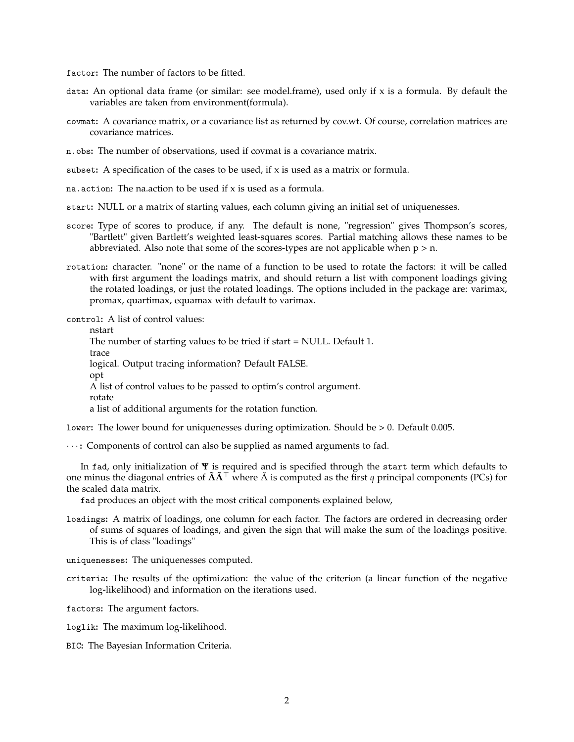`factor`: The number of factors to be fitted.

`data`: An optional data frame (or similar: see model.frame), used only if x is a formula. By default the variables are taken from environment(formula).

`covmat`: A covariance matrix, or a covariance list as returned by cov.wt. Of course, correlation matrices are covariance matrices.

`n.obs`: The number of observations, used if covmat is a covariance matrix.

`subset`: A specification of the cases to be used, if x is used as a matrix or formula.

`na.action`: The na.action to be used if x is used as a formula.

`start`: NULL or a matrix of starting values, each column giving an initial set of uniquenesses.

`score`: Type of scores to produce, if any. The default is none, "regression" gives Thompson's scores, "Bartlett" given Bartlett's weighted least-squares scores. Partial matching allows these names to be abbreviated. Also note that some of the scores-types are not applicable when p > n.

`rotation`: character. "none" or the name of a function to be used to rotate the factors: it will be called with first argument the loadings matrix, and should return a list with component loadings giving the rotated loadings, or just the rotated loadings. The options included in the package are: varimax, promax, quartimax, equamax with default to varimax.

`control`: A list of control values:
nstart
The number of starting values to be tried if start = NULL. Default 1.
trace
logical. Output tracing information? Default FALSE.
opt
A list of control values to be passed to optim's control argument.
rotate
a list of additional arguments for the rotation function.

`lower`: The lower bound for uniquenesses during optimization. Should be > 0. Default 0.005.

`...`: Components of control can also be supplied as named arguments to fad.

In `fad`, only initialization of $\mathbf{\Psi}$ is required and is specified through the `start` term which defaults to one minus the diagonal entries of $\tilde{\mathbf{\Lambda}}\tilde{\mathbf{\Lambda}}^\top$ where $\tilde{\Lambda}$ is computed as the first $q$ principal components (PCs) for the scaled data matrix.

`fad` produces an object with the most critical components explained below,

`loadings`: A matrix of loadings, one column for each factor. The factors are ordered in decreasing order of sums of squares of loadings, and given the sign that will make the sum of the loadings positive. This is of class "loadings"

`uniquenesses`: The uniquenesses computed.

`criteria`: The results of the optimization: the value of the criterion (a linear function of the negative log-likelihood) and information on the iterations used.

`factors`: The argument factors.

`loglik`: The maximum log-likelihood.

`BIC`: The Bayesian Information Criteria.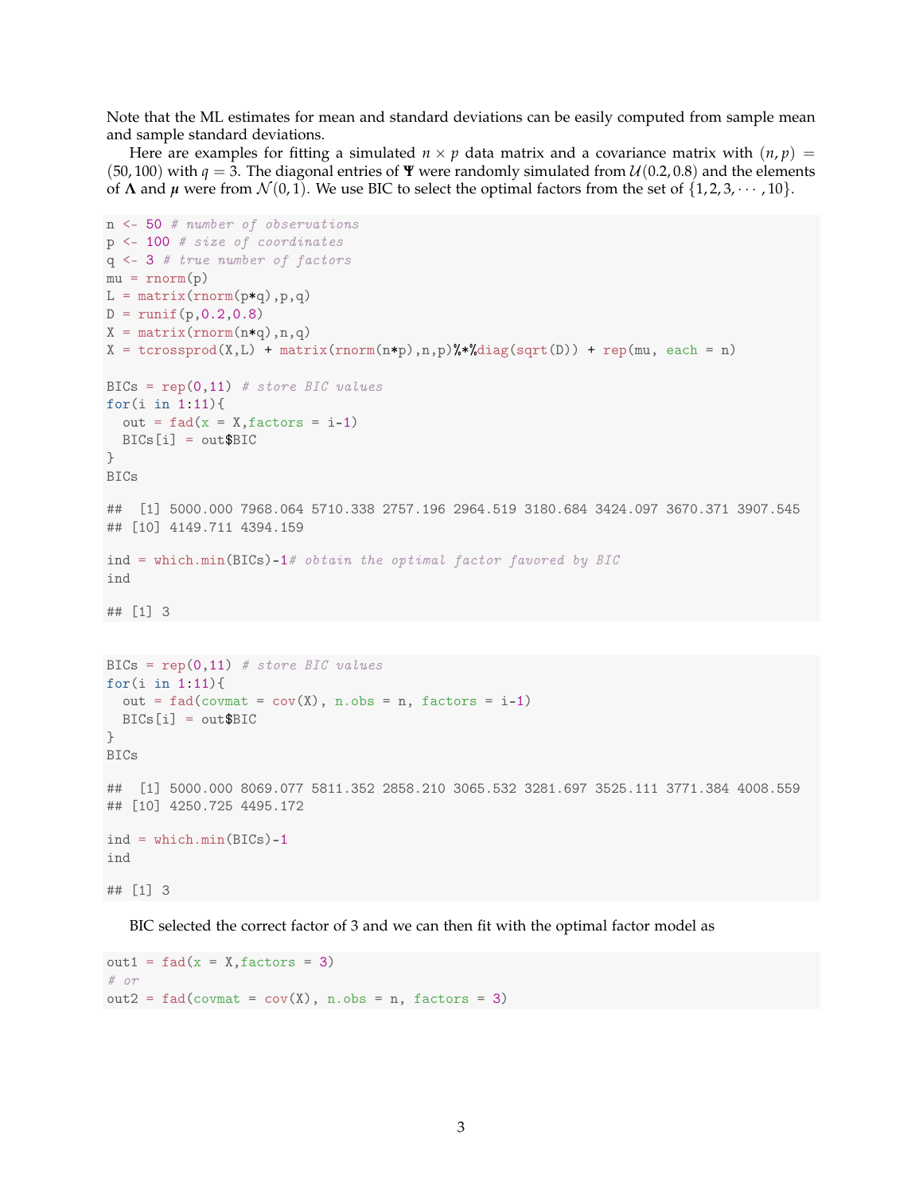Note that the ML estimates for mean and standard deviations can be easily computed from sample mean and sample standard deviations.

Here are examples for fitting a simulated $n \times p$ data matrix and a covariance matrix with $(n, p) = (50, 100)$ with $q = 3$. The diagonal entries of $\boldsymbol{\Psi}$ were randomly simulated from $\mathcal{U}(0.2, 0.8)$ and the elements of $\boldsymbol{\Lambda}$ and $\boldsymbol{\mu}$ were from $\mathcal{N}(0, 1)$. We use BIC to select the optimal factors from the set of $\{1, 2, 3, \cdots, 10\}$.

```
n <- 50 # number of observations
p <- 100 # size of coordinates
q <- 3 # true number of factors
mu = rnorm(p)
L = matrix(rnorm(p*q),p,q)
D = runif(p,0.2,0.8)
X = matrix(rnorm(n*q),n,q)
X = tcrossprod(X,L) + matrix(rnorm(n*p),n,p)%*%diag(sqrt(D)) + rep(mu, each = n)

BICs = rep(0,11) # store BIC values
for(i in 1:11){
  out = fad(x = X,factors = i-1)
  BICs[i] = out$BIC
}
BICs

##  [1] 5000.000 7968.064 5710.338 2757.196 2964.519 3180.684 3424.097 3670.371 3907.545
## [10] 4149.711 4394.159

ind = which.min(BICs)-1# obtain the optimal factor favored by BIC
ind

## [1] 3
```

```
BICs = rep(0,11) # store BIC values
for(i in 1:11){
  out = fad(covmat = cov(X), n.obs = n, factors = i-1)
  BICs[i] = out$BIC
}
BICs

##  [1] 5000.000 8069.077 5811.352 2858.210 3065.532 3281.697 3525.111 3771.384 4008.559
## [10] 4250.725 4495.172

ind = which.min(BICs)-1
ind

## [1] 3
```

BIC selected the correct factor of 3 and we can then fit with the optimal factor model as

```
out1 = fad(x = X,factors = 3)
# or
out2 = fad(covmat = cov(X), n.obs = n, factors = 3)
```